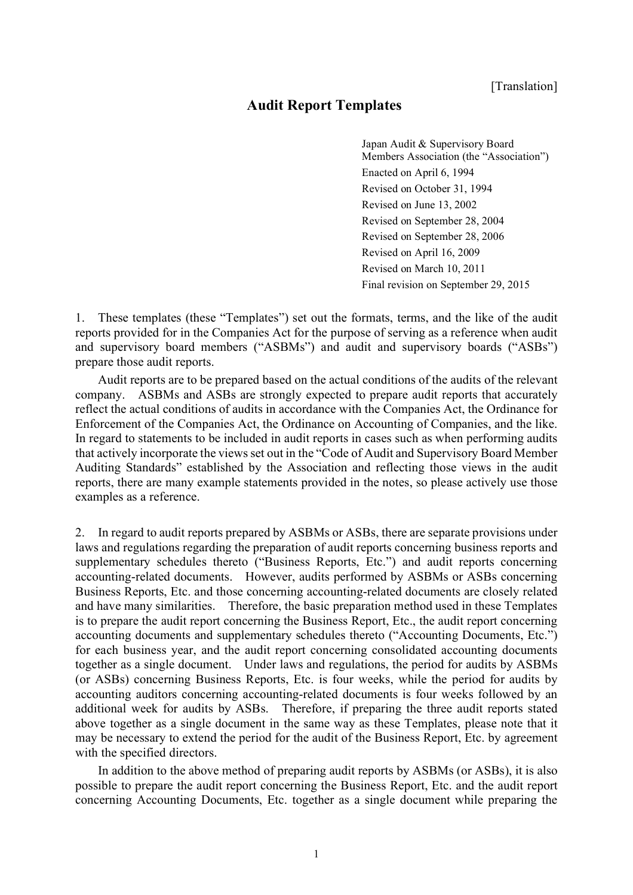[Translation]

# Audit Report Templates

Japan Audit & Supervisory Board Members Association (the "Association")
Enacted on April 6, 1994
Revised on October 31, 1994
Revised on June 13, 2002
Revised on September 28, 2004
Revised on September 28, 2006
Revised on April 16, 2009
Revised on March 10, 2011
Final revision on September 29, 2015

1. These templates (these "Templates") set out the formats, terms, and the like of the audit reports provided for in the Companies Act for the purpose of serving as a reference when audit and supervisory board members ("ASBMs") and audit and supervisory boards ("ASBs") prepare those audit reports.

Audit reports are to be prepared based on the actual conditions of the audits of the relevant company. ASBMs and ASBs are strongly expected to prepare audit reports that accurately reflect the actual conditions of audits in accordance with the Companies Act, the Ordinance for Enforcement of the Companies Act, the Ordinance on Accounting of Companies, and the like. In regard to statements to be included in audit reports in cases such as when performing audits that actively incorporate the views set out in the "Code of Audit and Supervisory Board Member Auditing Standards" established by the Association and reflecting those views in the audit reports, there are many example statements provided in the notes, so please actively use those examples as a reference.

2. In regard to audit reports prepared by ASBMs or ASBs, there are separate provisions under laws and regulations regarding the preparation of audit reports concerning business reports and supplementary schedules thereto ("Business Reports, Etc.") and audit reports concerning accounting-related documents. However, audits performed by ASBMs or ASBs concerning Business Reports, Etc. and those concerning accounting-related documents are closely related and have many similarities. Therefore, the basic preparation method used in these Templates is to prepare the audit report concerning the Business Report, Etc., the audit report concerning accounting documents and supplementary schedules thereto ("Accounting Documents, Etc.") for each business year, and the audit report concerning consolidated accounting documents together as a single document. Under laws and regulations, the period for audits by ASBMs (or ASBs) concerning Business Reports, Etc. is four weeks, while the period for audits by accounting auditors concerning accounting-related documents is four weeks followed by an additional week for audits by ASBs. Therefore, if preparing the three audit reports stated above together as a single document in the same way as these Templates, please note that it may be necessary to extend the period for the audit of the Business Report, Etc. by agreement with the specified directors.

In addition to the above method of preparing audit reports by ASBMs (or ASBs), it is also possible to prepare the audit report concerning the Business Report, Etc. and the audit report concerning Accounting Documents, Etc. together as a single document while preparing the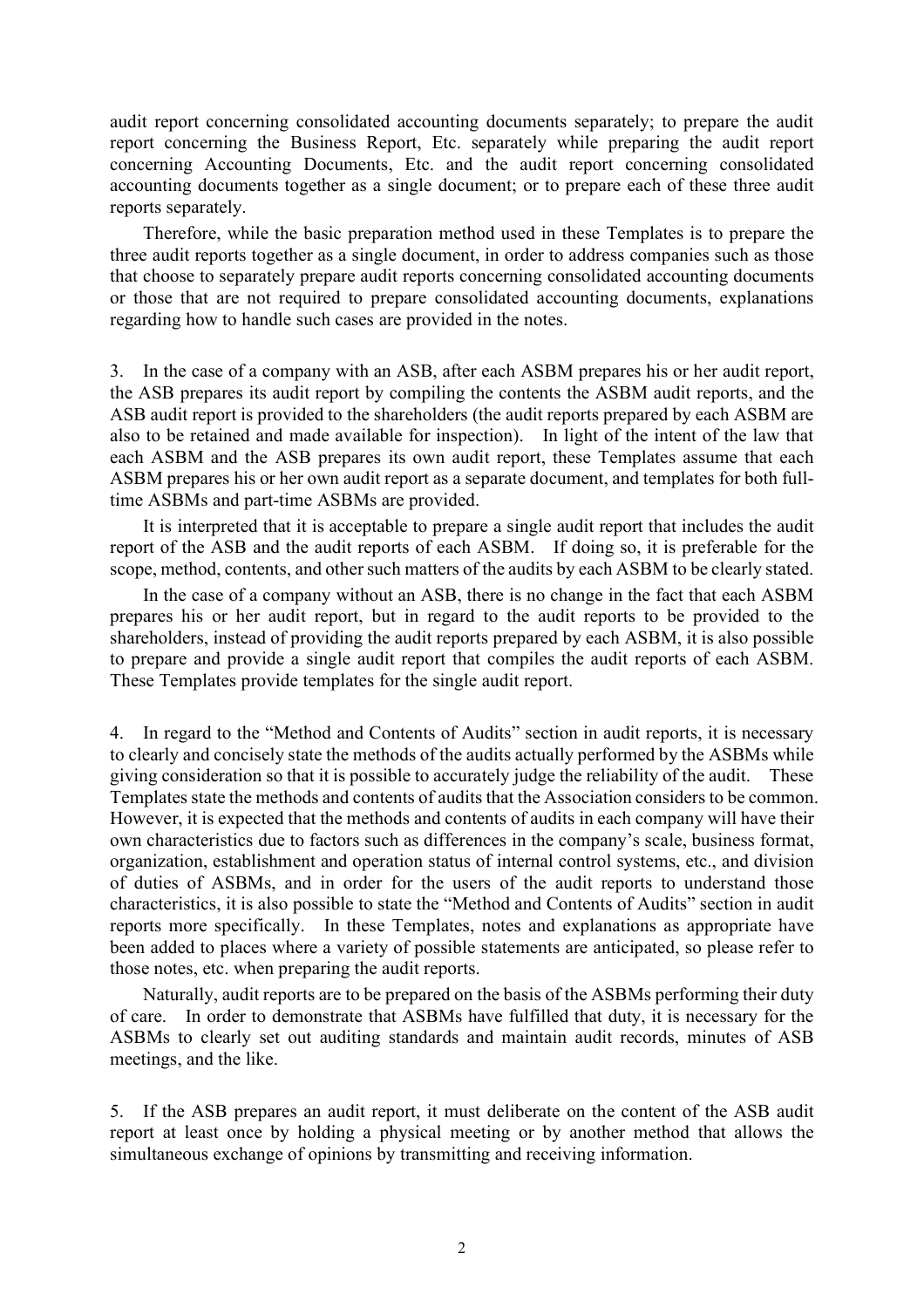audit report concerning consolidated accounting documents separately; to prepare the audit report concerning the Business Report, Etc. separately while preparing the audit report concerning Accounting Documents, Etc. and the audit report concerning consolidated accounting documents together as a single document; or to prepare each of these three audit reports separately.

Therefore, while the basic preparation method used in these Templates is to prepare the three audit reports together as a single document, in order to address companies such as those that choose to separately prepare audit reports concerning consolidated accounting documents or those that are not required to prepare consolidated accounting documents, explanations regarding how to handle such cases are provided in the notes.

3. In the case of a company with an ASB, after each ASBM prepares his or her audit report, the ASB prepares its audit report by compiling the contents the ASBM audit reports, and the ASB audit report is provided to the shareholders (the audit reports prepared by each ASBM are also to be retained and made available for inspection). In light of the intent of the law that each ASBM and the ASB prepares its own audit report, these Templates assume that each ASBM prepares his or her own audit report as a separate document, and templates for both full-time ASBMs and part-time ASBMs are provided.

It is interpreted that it is acceptable to prepare a single audit report that includes the audit report of the ASB and the audit reports of each ASBM. If doing so, it is preferable for the scope, method, contents, and other such matters of the audits by each ASBM to be clearly stated.

In the case of a company without an ASB, there is no change in the fact that each ASBM prepares his or her audit report, but in regard to the audit reports to be provided to the shareholders, instead of providing the audit reports prepared by each ASBM, it is also possible to prepare and provide a single audit report that compiles the audit reports of each ASBM. These Templates provide templates for the single audit report.

4. In regard to the "Method and Contents of Audits" section in audit reports, it is necessary to clearly and concisely state the methods of the audits actually performed by the ASBMs while giving consideration so that it is possible to accurately judge the reliability of the audit. These Templates state the methods and contents of audits that the Association considers to be common. However, it is expected that the methods and contents of audits in each company will have their own characteristics due to factors such as differences in the company's scale, business format, organization, establishment and operation status of internal control systems, etc., and division of duties of ASBMs, and in order for the users of the audit reports to understand those characteristics, it is also possible to state the "Method and Contents of Audits" section in audit reports more specifically. In these Templates, notes and explanations as appropriate have been added to places where a variety of possible statements are anticipated, so please refer to those notes, etc. when preparing the audit reports.

Naturally, audit reports are to be prepared on the basis of the ASBMs performing their duty of care. In order to demonstrate that ASBMs have fulfilled that duty, it is necessary for the ASBMs to clearly set out auditing standards and maintain audit records, minutes of ASB meetings, and the like.

5. If the ASB prepares an audit report, it must deliberate on the content of the ASB audit report at least once by holding a physical meeting or by another method that allows the simultaneous exchange of opinions by transmitting and receiving information.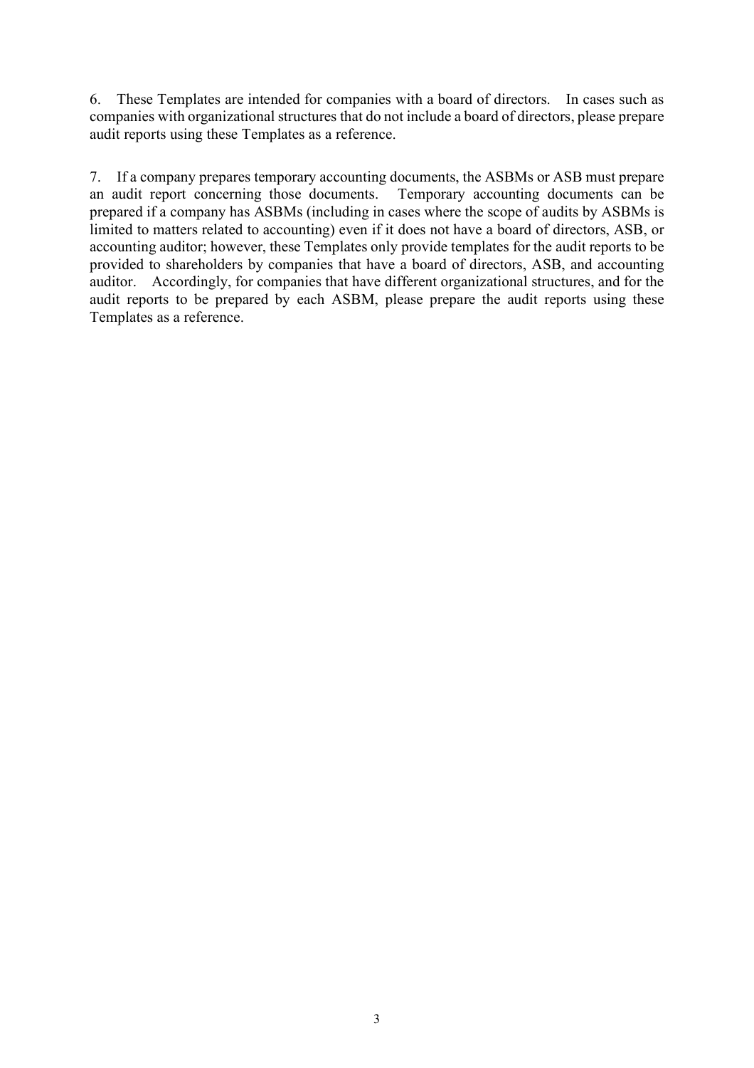6. These Templates are intended for companies with a board of directors. In cases such as companies with organizational structures that do not include a board of directors, please prepare audit reports using these Templates as a reference.

7. If a company prepares temporary accounting documents, the ASBMs or ASB must prepare an audit report concerning those documents. Temporary accounting documents can be prepared if a company has ASBMs (including in cases where the scope of audits by ASBMs is limited to matters related to accounting) even if it does not have a board of directors, ASB, or accounting auditor; however, these Templates only provide templates for the audit reports to be provided to shareholders by companies that have a board of directors, ASB, and accounting auditor. Accordingly, for companies that have different organizational structures, and for the audit reports to be prepared by each ASBM, please prepare the audit reports using these Templates as a reference.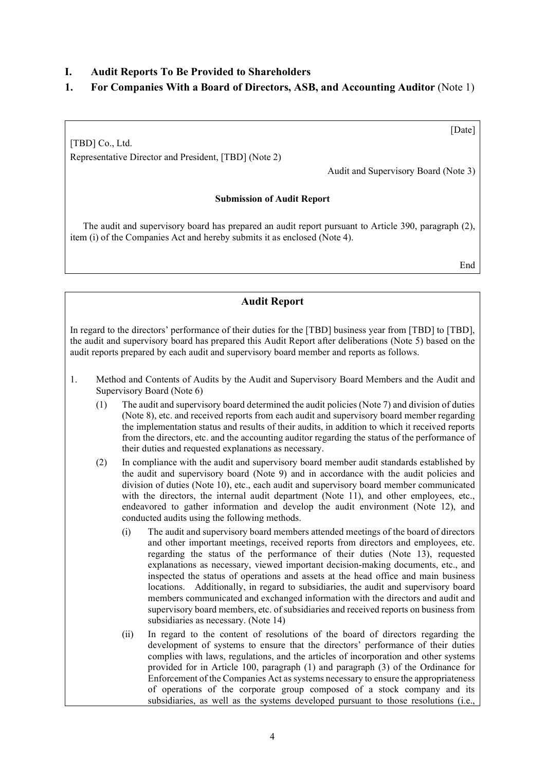# I. Audit Reports To Be Provided to Shareholders

## 1. For Companies With a Board of Directors, ASB, and Accounting Auditor (Note 1)

[Date]

[TBD] Co., Ltd.
Representative Director and President, [TBD] (Note 2)

Audit and Supervisory Board (Note 3)

**Submission of Audit Report**

The audit and supervisory board has prepared an audit report pursuant to Article 390, paragraph (2), item (i) of the Companies Act and hereby submits it as enclosed (Note 4).

End

---

**Audit Report**

In regard to the directors' performance of their duties for the [TBD] business year from [TBD] to [TBD], the audit and supervisory board has prepared this Audit Report after deliberations (Note 5) based on the audit reports prepared by each audit and supervisory board member and reports as follows.

1. Method and Contents of Audits by the Audit and Supervisory Board Members and the Audit and Supervisory Board (Note 6)
   (1) The audit and supervisory board determined the audit policies (Note 7) and division of duties (Note 8), etc. and received reports from each audit and supervisory board member regarding the implementation status and results of their audits, in addition to which it received reports from the directors, etc. and the accounting auditor regarding the status of the performance of their duties and requested explanations as necessary.
   (2) In compliance with the audit and supervisory board member audit standards established by the audit and supervisory board (Note 9) and in accordance with the audit policies and division of duties (Note 10), etc., each audit and supervisory board member communicated with the directors, the internal audit department (Note 11), and other employees, etc., endeavored to gather information and develop the audit environment (Note 12), and conducted audits using the following methods.
      (i) The audit and supervisory board members attended meetings of the board of directors and other important meetings, received reports from directors and employees, etc. regarding the status of the performance of their duties (Note 13), requested explanations as necessary, viewed important decision-making documents, etc., and inspected the status of operations and assets at the head office and main business locations. Additionally, in regard to subsidiaries, the audit and supervisory board members communicated and exchanged information with the directors and audit and supervisory board members, etc. of subsidiaries and received reports on business from subsidiaries as necessary. (Note 14)
      (ii) In regard to the content of resolutions of the board of directors regarding the development of systems to ensure that the directors' performance of their duties complies with laws, regulations, and the articles of incorporation and other systems provided for in Article 100, paragraph (1) and paragraph (3) of the Ordinance for Enforcement of the Companies Act as systems necessary to ensure the appropriateness of operations of the corporate group composed of a stock company and its subsidiaries, as well as the systems developed pursuant to those resolutions (i.e.,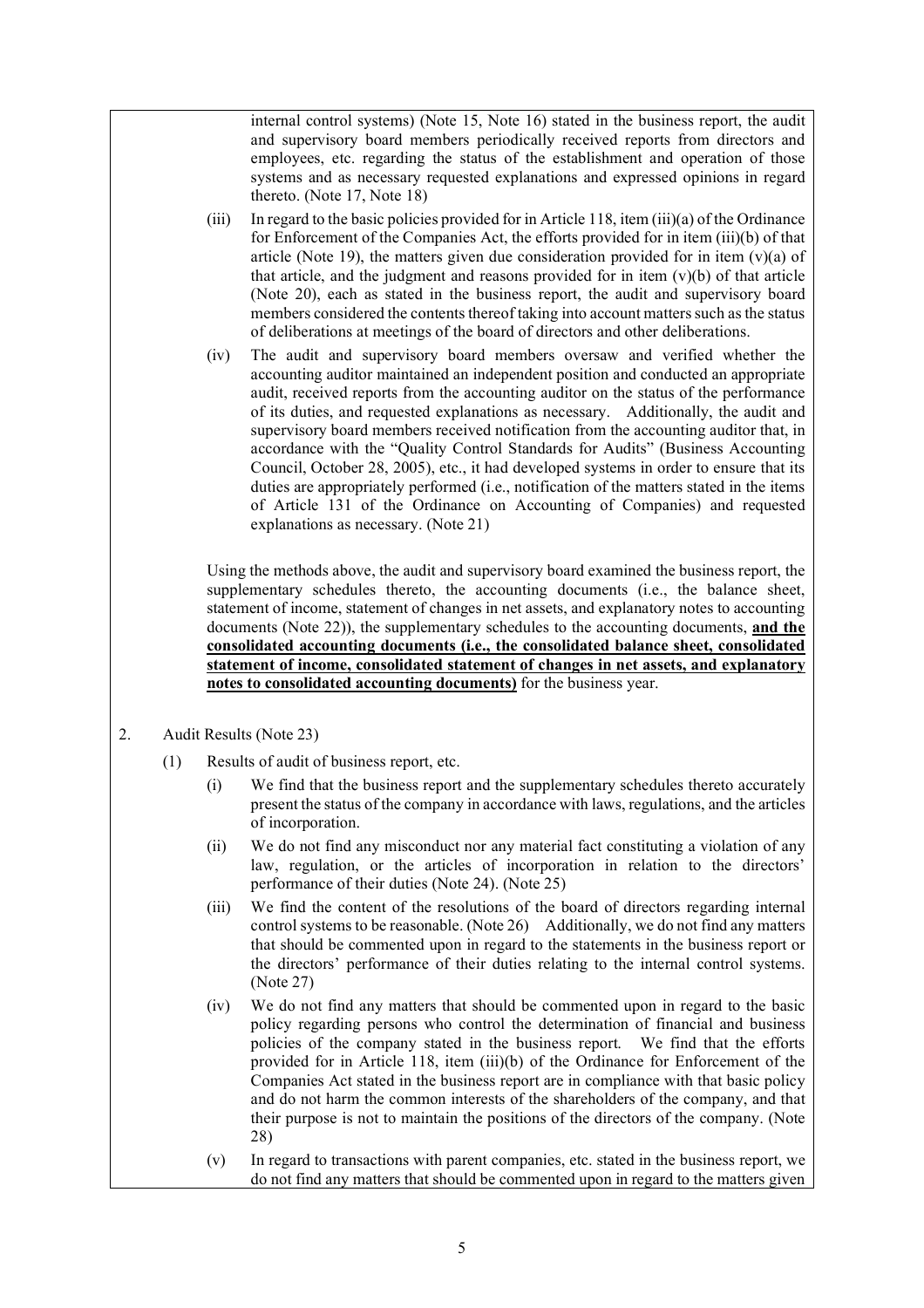internal control systems) (Note 15, Note 16) stated in the business report, the audit and supervisory board members periodically received reports from directors and employees, etc. regarding the status of the establishment and operation of those systems and as necessary requested explanations and expressed opinions in regard thereto. (Note 17, Note 18)

(iii) In regard to the basic policies provided for in Article 118, item (iii)(a) of the Ordinance for Enforcement of the Companies Act, the efforts provided for in item (iii)(b) of that article (Note 19), the matters given due consideration provided for in item (v)(a) of that article, and the judgment and reasons provided for in item (v)(b) of that article (Note 20), each as stated in the business report, the audit and supervisory board members considered the contents thereof taking into account matters such as the status of deliberations at meetings of the board of directors and other deliberations.

(iv) The audit and supervisory board members oversaw and verified whether the accounting auditor maintained an independent position and conducted an appropriate audit, received reports from the accounting auditor on the status of the performance of its duties, and requested explanations as necessary. Additionally, the audit and supervisory board members received notification from the accounting auditor that, in accordance with the "Quality Control Standards for Audits" (Business Accounting Council, October 28, 2005), etc., it had developed systems in order to ensure that its duties are appropriately performed (i.e., notification of the matters stated in the items of Article 131 of the Ordinance on Accounting of Companies) and requested explanations as necessary. (Note 21)

Using the methods above, the audit and supervisory board examined the business report, the supplementary schedules thereto, the accounting documents (i.e., the balance sheet, statement of income, statement of changes in net assets, and explanatory notes to accounting documents (Note 22)), the supplementary schedules to the accounting documents, **and the consolidated accounting documents (i.e., the consolidated balance sheet, consolidated statement of income, consolidated statement of changes in net assets, and explanatory notes to consolidated accounting documents)** for the business year.

2. Audit Results (Note 23)

(1) Results of audit of business report, etc.

(i) We find that the business report and the supplementary schedules thereto accurately present the status of the company in accordance with laws, regulations, and the articles of incorporation.

(ii) We do not find any misconduct nor any material fact constituting a violation of any law, regulation, or the articles of incorporation in relation to the directors' performance of their duties (Note 24). (Note 25)

(iii) We find the content of the resolutions of the board of directors regarding internal control systems to be reasonable. (Note 26) Additionally, we do not find any matters that should be commented upon in regard to the statements in the business report or the directors' performance of their duties relating to the internal control systems. (Note 27)

(iv) We do not find any matters that should be commented upon in regard to the basic policy regarding persons who control the determination of financial and business policies of the company stated in the business report. We find that the efforts provided for in Article 118, item (iii)(b) of the Ordinance for Enforcement of the Companies Act stated in the business report are in compliance with that basic policy and do not harm the common interests of the shareholders of the company, and that their purpose is not to maintain the positions of the directors of the company. (Note 28)

(v) In regard to transactions with parent companies, etc. stated in the business report, we do not find any matters that should be commented upon in regard to the matters given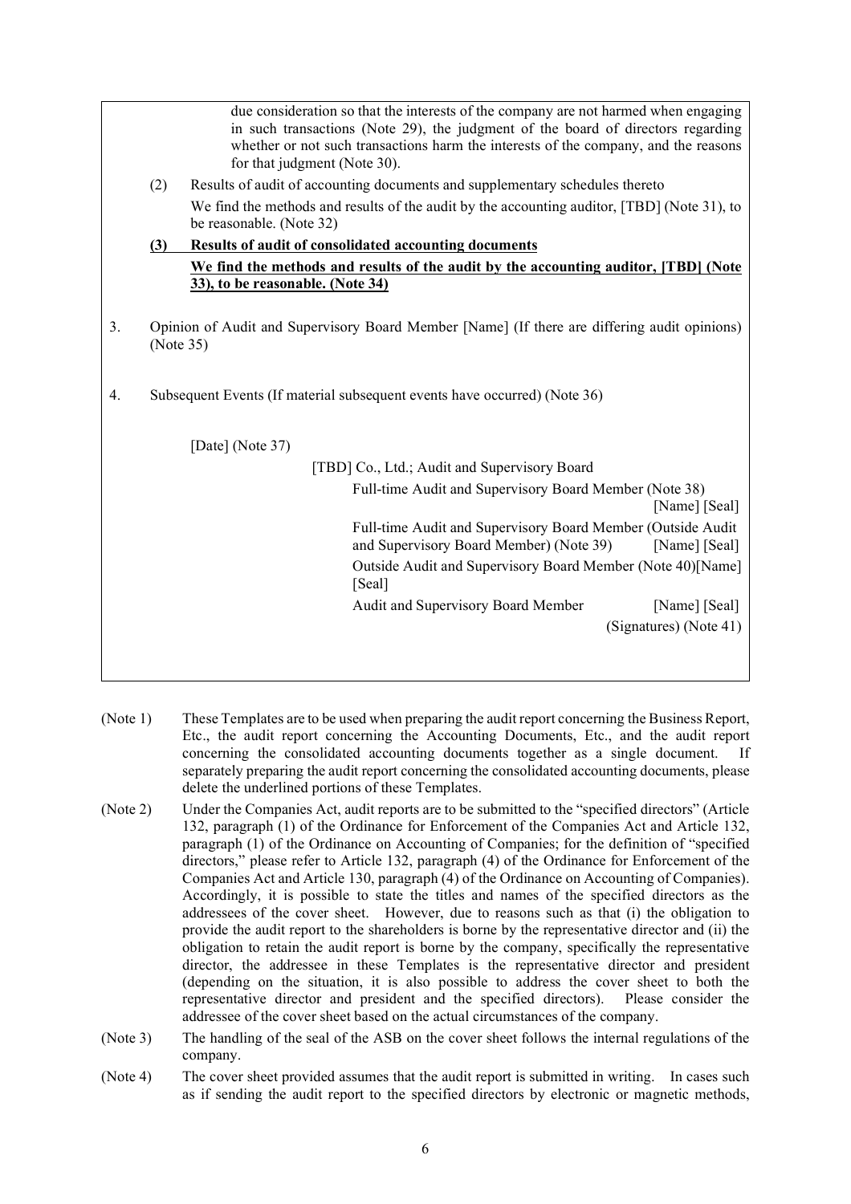due consideration so that the interests of the company are not harmed when engaging in such transactions (Note 29), the judgment of the board of directors regarding whether or not such transactions harm the interests of the company, and the reasons for that judgment (Note 30).

(2) Results of audit of accounting documents and supplementary schedules thereto

We find the methods and results of the audit by the accounting auditor, [TBD] (Note 31), to be reasonable. (Note 32)

<u>**(3) Results of audit of consolidated accounting documents**</u>

<u>**We find the methods and results of the audit by the accounting auditor, [TBD] (Note 33), to be reasonable. (Note 34)**</u>

3. Opinion of Audit and Supervisory Board Member [Name] (If there are differing audit opinions) (Note 35)

4. Subsequent Events (If material subsequent events have occurred) (Note 36)

[Date] (Note 37)

[TBD] Co., Ltd.; Audit and Supervisory Board

Full-time Audit and Supervisory Board Member (Note 38) [Name] [Seal]

Full-time Audit and Supervisory Board Member (Outside Audit and Supervisory Board Member) (Note 39) [Name] [Seal]

Outside Audit and Supervisory Board Member (Note 40)[Name] [Seal]

Audit and Supervisory Board Member [Name] [Seal]

(Signatures) (Note 41)

(Note 1) These Templates are to be used when preparing the audit report concerning the Business Report, Etc., the audit report concerning the Accounting Documents, Etc., and the audit report concerning the consolidated accounting documents together as a single document. If separately preparing the audit report concerning the consolidated accounting documents, please delete the underlined portions of these Templates.

(Note 2) Under the Companies Act, audit reports are to be submitted to the "specified directors" (Article 132, paragraph (1) of the Ordinance for Enforcement of the Companies Act and Article 132, paragraph (1) of the Ordinance on Accounting of Companies; for the definition of "specified directors," please refer to Article 132, paragraph (4) of the Ordinance for Enforcement of the Companies Act and Article 130, paragraph (4) of the Ordinance on Accounting of Companies). Accordingly, it is possible to state the titles and names of the specified directors as the addressees of the cover sheet. However, due to reasons such as that (i) the obligation to provide the audit report to the shareholders is borne by the representative director and (ii) the obligation to retain the audit report is borne by the company, specifically the representative director, the addressee in these Templates is the representative director and president (depending on the situation, it is also possible to address the cover sheet to both the representative director and president and the specified directors). Please consider the addressee of the cover sheet based on the actual circumstances of the company.

(Note 3) The handling of the seal of the ASB on the cover sheet follows the internal regulations of the company.

(Note 4) The cover sheet provided assumes that the audit report is submitted in writing. In cases such as if sending the audit report to the specified directors by electronic or magnetic methods,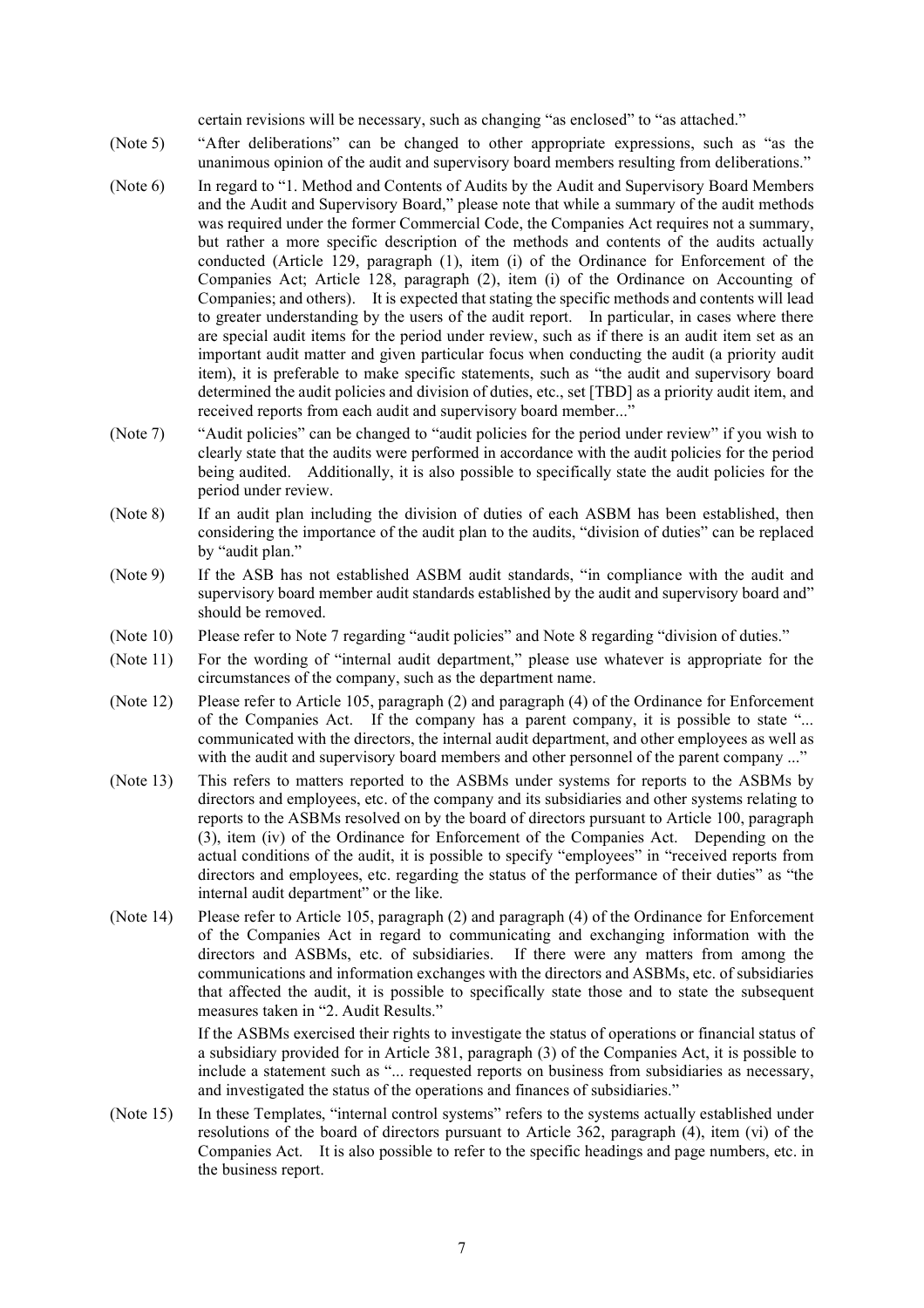certain revisions will be necessary, such as changing "as enclosed" to "as attached."

(Note 5) "After deliberations" can be changed to other appropriate expressions, such as "as the unanimous opinion of the audit and supervisory board members resulting from deliberations."

(Note 6) In regard to "1. Method and Contents of Audits by the Audit and Supervisory Board Members and the Audit and Supervisory Board," please note that while a summary of the audit methods was required under the former Commercial Code, the Companies Act requires not a summary, but rather a more specific description of the methods and contents of the audits actually conducted (Article 129, paragraph (1), item (i) of the Ordinance for Enforcement of the Companies Act; Article 128, paragraph (2), item (i) of the Ordinance on Accounting of Companies; and others). It is expected that stating the specific methods and contents will lead to greater understanding by the users of the audit report. In particular, in cases where there are special audit items for the period under review, such as if there is an audit item set as an important audit matter and given particular focus when conducting the audit (a priority audit item), it is preferable to make specific statements, such as "the audit and supervisory board determined the audit policies and division of duties, etc., set [TBD] as a priority audit item, and received reports from each audit and supervisory board member..."

(Note 7) "Audit policies" can be changed to "audit policies for the period under review" if you wish to clearly state that the audits were performed in accordance with the audit policies for the period being audited. Additionally, it is also possible to specifically state the audit policies for the period under review.

(Note 8) If an audit plan including the division of duties of each ASBM has been established, then considering the importance of the audit plan to the audits, "division of duties" can be replaced by "audit plan."

(Note 9) If the ASB has not established ASBM audit standards, "in compliance with the audit and supervisory board member audit standards established by the audit and supervisory board and" should be removed.

(Note 10) Please refer to Note 7 regarding "audit policies" and Note 8 regarding "division of duties."

(Note 11) For the wording of "internal audit department," please use whatever is appropriate for the circumstances of the company, such as the department name.

(Note 12) Please refer to Article 105, paragraph (2) and paragraph (4) of the Ordinance for Enforcement of the Companies Act. If the company has a parent company, it is possible to state "... communicated with the directors, the internal audit department, and other employees as well as with the audit and supervisory board members and other personnel of the parent company ..."

(Note 13) This refers to matters reported to the ASBMs under systems for reports to the ASBMs by directors and employees, etc. of the company and its subsidiaries and other systems relating to reports to the ASBMs resolved on by the board of directors pursuant to Article 100, paragraph (3), item (iv) of the Ordinance for Enforcement of the Companies Act. Depending on the actual conditions of the audit, it is possible to specify "employees" in "received reports from directors and employees, etc. regarding the status of the performance of their duties" as "the internal audit department" or the like.

(Note 14) Please refer to Article 105, paragraph (2) and paragraph (4) of the Ordinance for Enforcement of the Companies Act in regard to communicating and exchanging information with the directors and ASBMs, etc. of subsidiaries. If there were any matters from among the communications and information exchanges with the directors and ASBMs, etc. of subsidiaries that affected the audit, it is possible to specifically state those and to state the subsequent measures taken in "2. Audit Results."

If the ASBMs exercised their rights to investigate the status of operations or financial status of a subsidiary provided for in Article 381, paragraph (3) of the Companies Act, it is possible to include a statement such as "... requested reports on business from subsidiaries as necessary, and investigated the status of the operations and finances of subsidiaries."

(Note 15) In these Templates, "internal control systems" refers to the systems actually established under resolutions of the board of directors pursuant to Article 362, paragraph (4), item (vi) of the Companies Act. It is also possible to refer to the specific headings and page numbers, etc. in the business report.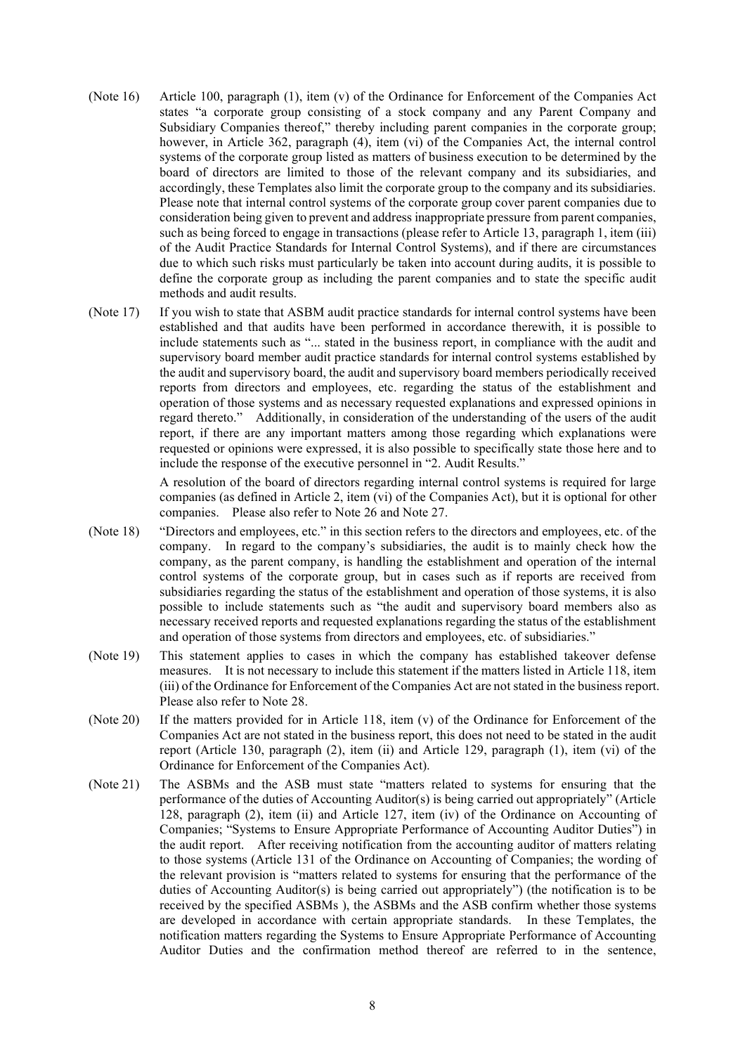(Note 16) Article 100, paragraph (1), item (v) of the Ordinance for Enforcement of the Companies Act states "a corporate group consisting of a stock company and any Parent Company and Subsidiary Companies thereof," thereby including parent companies in the corporate group; however, in Article 362, paragraph (4), item (vi) of the Companies Act, the internal control systems of the corporate group listed as matters of business execution to be determined by the board of directors are limited to those of the relevant company and its subsidiaries, and accordingly, these Templates also limit the corporate group to the company and its subsidiaries. Please note that internal control systems of the corporate group cover parent companies due to consideration being given to prevent and address inappropriate pressure from parent companies, such as being forced to engage in transactions (please refer to Article 13, paragraph 1, item (iii) of the Audit Practice Standards for Internal Control Systems), and if there are circumstances due to which such risks must particularly be taken into account during audits, it is possible to define the corporate group as including the parent companies and to state the specific audit methods and audit results.

(Note 17) If you wish to state that ASBM audit practice standards for internal control systems have been established and that audits have been performed in accordance therewith, it is possible to include statements such as "... stated in the business report, in compliance with the audit and supervisory board member audit practice standards for internal control systems established by the audit and supervisory board, the audit and supervisory board members periodically received reports from directors and employees, etc. regarding the status of the establishment and operation of those systems and as necessary requested explanations and expressed opinions in regard thereto." Additionally, in consideration of the understanding of the users of the audit report, if there are any important matters among those regarding which explanations were requested or opinions were expressed, it is also possible to specifically state those here and to include the response of the executive personnel in "2. Audit Results."

A resolution of the board of directors regarding internal control systems is required for large companies (as defined in Article 2, item (vi) of the Companies Act), but it is optional for other companies. Please also refer to Note 26 and Note 27.

(Note 18) "Directors and employees, etc." in this section refers to the directors and employees, etc. of the company. In regard to the company's subsidiaries, the audit is to mainly check how the company, as the parent company, is handling the establishment and operation of the internal control systems of the corporate group, but in cases such as if reports are received from subsidiaries regarding the status of the establishment and operation of those systems, it is also possible to include statements such as "the audit and supervisory board members also as necessary received reports and requested explanations regarding the status of the establishment and operation of those systems from directors and employees, etc. of subsidiaries."

(Note 19) This statement applies to cases in which the company has established takeover defense measures. It is not necessary to include this statement if the matters listed in Article 118, item (iii) of the Ordinance for Enforcement of the Companies Act are not stated in the business report. Please also refer to Note 28.

(Note 20) If the matters provided for in Article 118, item (v) of the Ordinance for Enforcement of the Companies Act are not stated in the business report, this does not need to be stated in the audit report (Article 130, paragraph (2), item (ii) and Article 129, paragraph (1), item (vi) of the Ordinance for Enforcement of the Companies Act).

(Note 21) The ASBMs and the ASB must state "matters related to systems for ensuring that the performance of the duties of Accounting Auditor(s) is being carried out appropriately" (Article 128, paragraph (2), item (ii) and Article 127, item (iv) of the Ordinance on Accounting of Companies; "Systems to Ensure Appropriate Performance of Accounting Auditor Duties") in the audit report. After receiving notification from the accounting auditor of matters relating to those systems (Article 131 of the Ordinance on Accounting of Companies; the wording of the relevant provision is "matters related to systems for ensuring that the performance of the duties of Accounting Auditor(s) is being carried out appropriately") (the notification is to be received by the specified ASBMs ), the ASBMs and the ASB confirm whether those systems are developed in accordance with certain appropriate standards. In these Templates, the notification matters regarding the Systems to Ensure Appropriate Performance of Accounting Auditor Duties and the confirmation method thereof are referred to in the sentence,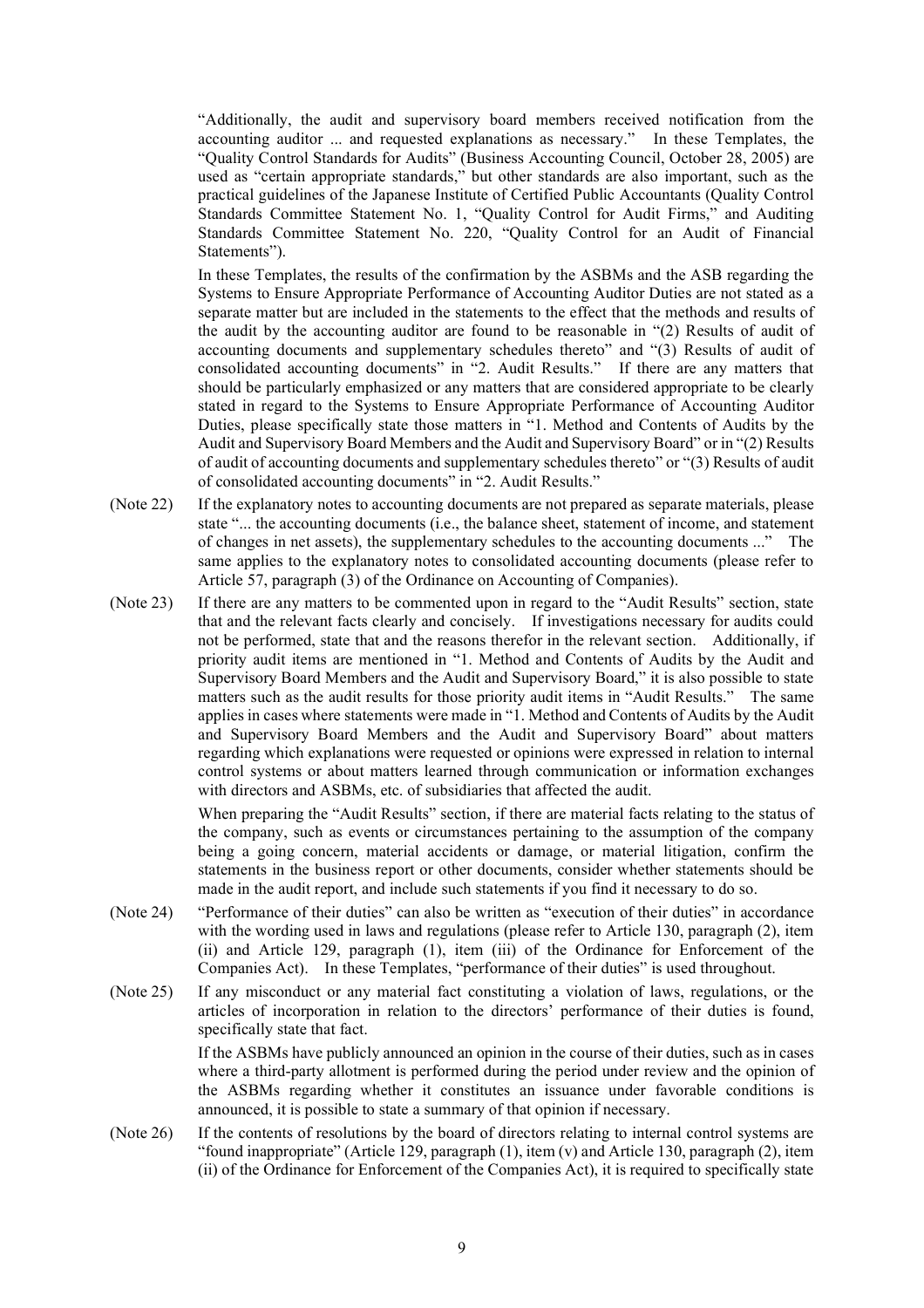"Additionally, the audit and supervisory board members received notification from the accounting auditor ... and requested explanations as necessary." In these Templates, the "Quality Control Standards for Audits" (Business Accounting Council, October 28, 2005) are used as "certain appropriate standards," but other standards are also important, such as the practical guidelines of the Japanese Institute of Certified Public Accountants (Quality Control Standards Committee Statement No. 1, "Quality Control for Audit Firms," and Auditing Standards Committee Statement No. 220, "Quality Control for an Audit of Financial Statements").

In these Templates, the results of the confirmation by the ASBMs and the ASB regarding the Systems to Ensure Appropriate Performance of Accounting Auditor Duties are not stated as a separate matter but are included in the statements to the effect that the methods and results of the audit by the accounting auditor are found to be reasonable in "(2) Results of audit of accounting documents and supplementary schedules thereto" and "(3) Results of audit of consolidated accounting documents" in "2. Audit Results." If there are any matters that should be particularly emphasized or any matters that are considered appropriate to be clearly stated in regard to the Systems to Ensure Appropriate Performance of Accounting Auditor Duties, please specifically state those matters in "1. Method and Contents of Audits by the Audit and Supervisory Board Members and the Audit and Supervisory Board" or in "(2) Results of audit of accounting documents and supplementary schedules thereto" or "(3) Results of audit of consolidated accounting documents" in "2. Audit Results."

(Note 22) If the explanatory notes to accounting documents are not prepared as separate materials, please state "... the accounting documents (i.e., the balance sheet, statement of income, and statement of changes in net assets), the supplementary schedules to the accounting documents ..." The same applies to the explanatory notes to consolidated accounting documents (please refer to Article 57, paragraph (3) of the Ordinance on Accounting of Companies).

(Note 23) If there are any matters to be commented upon in regard to the "Audit Results" section, state that and the relevant facts clearly and concisely. If investigations necessary for audits could not be performed, state that and the reasons therefor in the relevant section. Additionally, if priority audit items are mentioned in "1. Method and Contents of Audits by the Audit and Supervisory Board Members and the Audit and Supervisory Board," it is also possible to state matters such as the audit results for those priority audit items in "Audit Results." The same applies in cases where statements were made in "1. Method and Contents of Audits by the Audit and Supervisory Board Members and the Audit and Supervisory Board" about matters regarding which explanations were requested or opinions were expressed in relation to internal control systems or about matters learned through communication or information exchanges with directors and ASBMs, etc. of subsidiaries that affected the audit.

When preparing the "Audit Results" section, if there are material facts relating to the status of the company, such as events or circumstances pertaining to the assumption of the company being a going concern, material accidents or damage, or material litigation, confirm the statements in the business report or other documents, consider whether statements should be made in the audit report, and include such statements if you find it necessary to do so.

(Note 24) "Performance of their duties" can also be written as "execution of their duties" in accordance with the wording used in laws and regulations (please refer to Article 130, paragraph (2), item (ii) and Article 129, paragraph (1), item (iii) of the Ordinance for Enforcement of the Companies Act). In these Templates, "performance of their duties" is used throughout.

(Note 25) If any misconduct or any material fact constituting a violation of laws, regulations, or the articles of incorporation in relation to the directors' performance of their duties is found, specifically state that fact.

If the ASBMs have publicly announced an opinion in the course of their duties, such as in cases where a third-party allotment is performed during the period under review and the opinion of the ASBMs regarding whether it constitutes an issuance under favorable conditions is announced, it is possible to state a summary of that opinion if necessary.

(Note 26) If the contents of resolutions by the board of directors relating to internal control systems are "found inappropriate" (Article 129, paragraph (1), item (v) and Article 130, paragraph (2), item (ii) of the Ordinance for Enforcement of the Companies Act), it is required to specifically state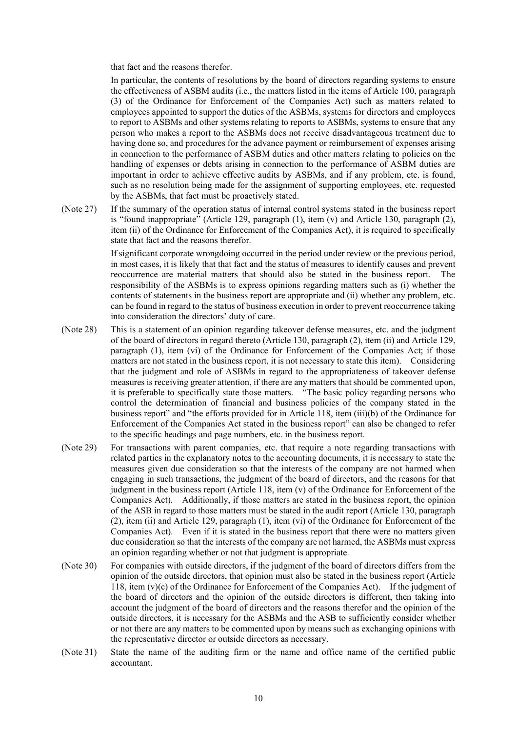that fact and the reasons therefor.

In particular, the contents of resolutions by the board of directors regarding systems to ensure the effectiveness of ASBM audits (i.e., the matters listed in the items of Article 100, paragraph (3) of the Ordinance for Enforcement of the Companies Act) such as matters related to employees appointed to support the duties of the ASBMs, systems for directors and employees to report to ASBMs and other systems relating to reports to ASBMs, systems to ensure that any person who makes a report to the ASBMs does not receive disadvantageous treatment due to having done so, and procedures for the advance payment or reimbursement of expenses arising in connection to the performance of ASBM duties and other matters relating to policies on the handling of expenses or debts arising in connection to the performance of ASBM duties are important in order to achieve effective audits by ASBMs, and if any problem, etc. is found, such as no resolution being made for the assignment of supporting employees, etc. requested by the ASBMs, that fact must be proactively stated.

(Note 27) If the summary of the operation status of internal control systems stated in the business report is "found inappropriate" (Article 129, paragraph (1), item (v) and Article 130, paragraph (2), item (ii) of the Ordinance for Enforcement of the Companies Act), it is required to specifically state that fact and the reasons therefor.

If significant corporate wrongdoing occurred in the period under review or the previous period, in most cases, it is likely that that fact and the status of measures to identify causes and prevent reoccurrence are material matters that should also be stated in the business report. The responsibility of the ASBMs is to express opinions regarding matters such as (i) whether the contents of statements in the business report are appropriate and (ii) whether any problem, etc. can be found in regard to the status of business execution in order to prevent reoccurrence taking into consideration the directors' duty of care.

(Note 28) This is a statement of an opinion regarding takeover defense measures, etc. and the judgment of the board of directors in regard thereto (Article 130, paragraph (2), item (ii) and Article 129, paragraph (1), item (vi) of the Ordinance for Enforcement of the Companies Act; if those matters are not stated in the business report, it is not necessary to state this item). Considering that the judgment and role of ASBMs in regard to the appropriateness of takeover defense measures is receiving greater attention, if there are any matters that should be commented upon, it is preferable to specifically state those matters. "The basic policy regarding persons who control the determination of financial and business policies of the company stated in the business report" and "the efforts provided for in Article 118, item (iii)(b) of the Ordinance for Enforcement of the Companies Act stated in the business report" can also be changed to refer to the specific headings and page numbers, etc. in the business report.

(Note 29) For transactions with parent companies, etc. that require a note regarding transactions with related parties in the explanatory notes to the accounting documents, it is necessary to state the measures given due consideration so that the interests of the company are not harmed when engaging in such transactions, the judgment of the board of directors, and the reasons for that judgment in the business report (Article 118, item (v) of the Ordinance for Enforcement of the Companies Act). Additionally, if those matters are stated in the business report, the opinion of the ASB in regard to those matters must be stated in the audit report (Article 130, paragraph (2), item (ii) and Article 129, paragraph (1), item (vi) of the Ordinance for Enforcement of the Companies Act). Even if it is stated in the business report that there were no matters given due consideration so that the interests of the company are not harmed, the ASBMs must express an opinion regarding whether or not that judgment is appropriate.

(Note 30) For companies with outside directors, if the judgment of the board of directors differs from the opinion of the outside directors, that opinion must also be stated in the business report (Article 118, item (v)(c) of the Ordinance for Enforcement of the Companies Act). If the judgment of the board of directors and the opinion of the outside directors is different, then taking into account the judgment of the board of directors and the reasons therefor and the opinion of the outside directors, it is necessary for the ASBMs and the ASB to sufficiently consider whether or not there are any matters to be commented upon by means such as exchanging opinions with the representative director or outside directors as necessary.

(Note 31) State the name of the auditing firm or the name and office name of the certified public accountant.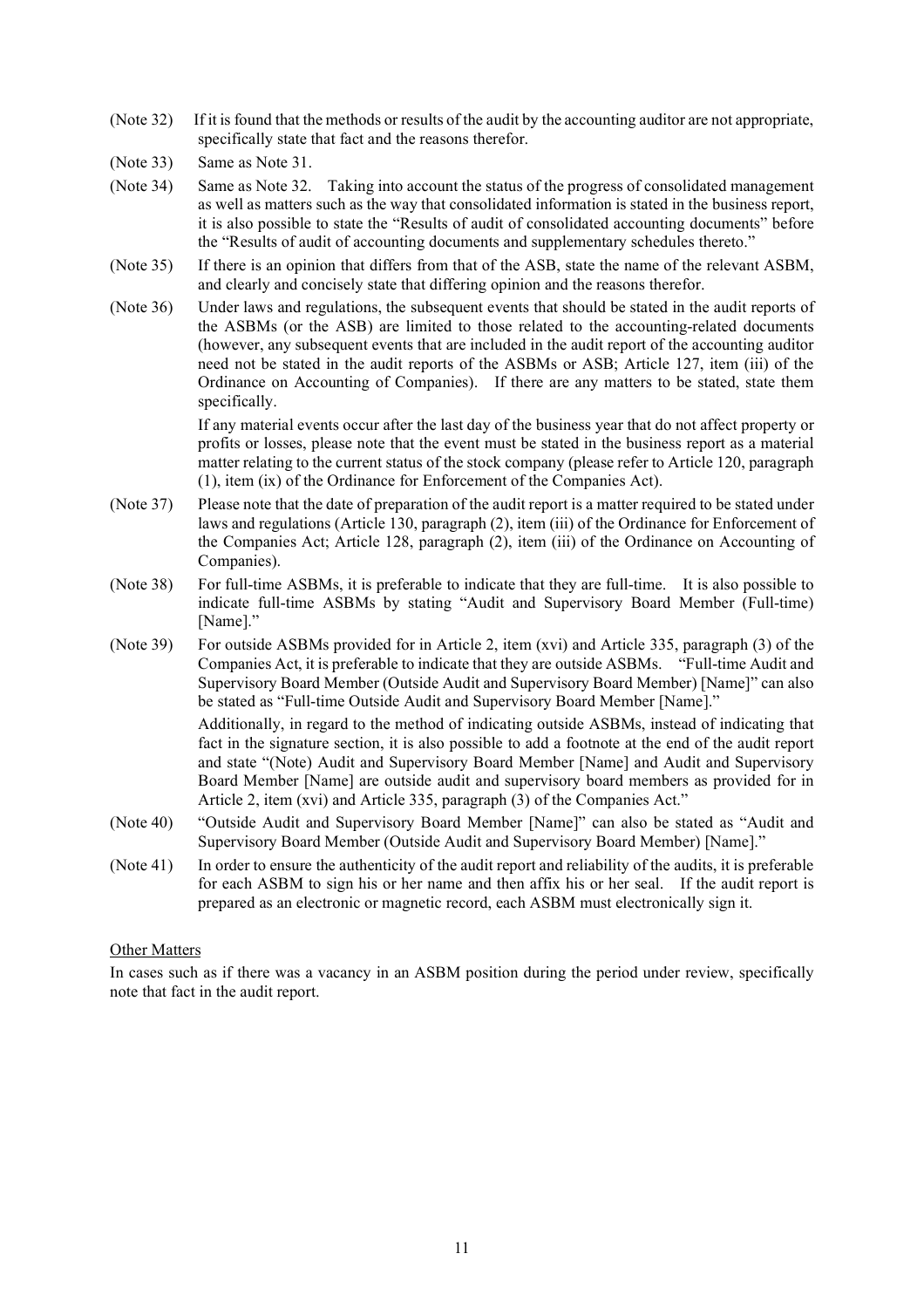(Note 32) If it is found that the methods or results of the audit by the accounting auditor are not appropriate, specifically state that fact and the reasons therefor.

(Note 33) Same as Note 31.

(Note 34) Same as Note 32. Taking into account the status of the progress of consolidated management as well as matters such as the way that consolidated information is stated in the business report, it is also possible to state the "Results of audit of consolidated accounting documents" before the "Results of audit of accounting documents and supplementary schedules thereto."

(Note 35) If there is an opinion that differs from that of the ASB, state the name of the relevant ASBM, and clearly and concisely state that differing opinion and the reasons therefor.

(Note 36) Under laws and regulations, the subsequent events that should be stated in the audit reports of the ASBMs (or the ASB) are limited to those related to the accounting-related documents (however, any subsequent events that are included in the audit report of the accounting auditor need not be stated in the audit reports of the ASBMs or ASB; Article 127, item (iii) of the Ordinance on Accounting of Companies). If there are any matters to be stated, state them specifically.

If any material events occur after the last day of the business year that do not affect property or profits or losses, please note that the event must be stated in the business report as a material matter relating to the current status of the stock company (please refer to Article 120, paragraph (1), item (ix) of the Ordinance for Enforcement of the Companies Act).

(Note 37) Please note that the date of preparation of the audit report is a matter required to be stated under laws and regulations (Article 130, paragraph (2), item (iii) of the Ordinance for Enforcement of the Companies Act; Article 128, paragraph (2), item (iii) of the Ordinance on Accounting of Companies).

(Note 38) For full-time ASBMs, it is preferable to indicate that they are full-time. It is also possible to indicate full-time ASBMs by stating "Audit and Supervisory Board Member (Full-time) [Name]."

(Note 39) For outside ASBMs provided for in Article 2, item (xvi) and Article 335, paragraph (3) of the Companies Act, it is preferable to indicate that they are outside ASBMs. "Full-time Audit and Supervisory Board Member (Outside Audit and Supervisory Board Member) [Name]" can also be stated as "Full-time Outside Audit and Supervisory Board Member [Name]."

Additionally, in regard to the method of indicating outside ASBMs, instead of indicating that fact in the signature section, it is also possible to add a footnote at the end of the audit report and state "(Note) Audit and Supervisory Board Member [Name] and Audit and Supervisory Board Member [Name] are outside audit and supervisory board members as provided for in Article 2, item (xvi) and Article 335, paragraph (3) of the Companies Act."

(Note 40) "Outside Audit and Supervisory Board Member [Name]" can also be stated as "Audit and Supervisory Board Member (Outside Audit and Supervisory Board Member) [Name]."

(Note 41) In order to ensure the authenticity of the audit report and reliability of the audits, it is preferable for each ASBM to sign his or her name and then affix his or her seal. If the audit report is prepared as an electronic or magnetic record, each ASBM must electronically sign it.

Other Matters

In cases such as if there was a vacancy in an ASBM position during the period under review, specifically note that fact in the audit report.